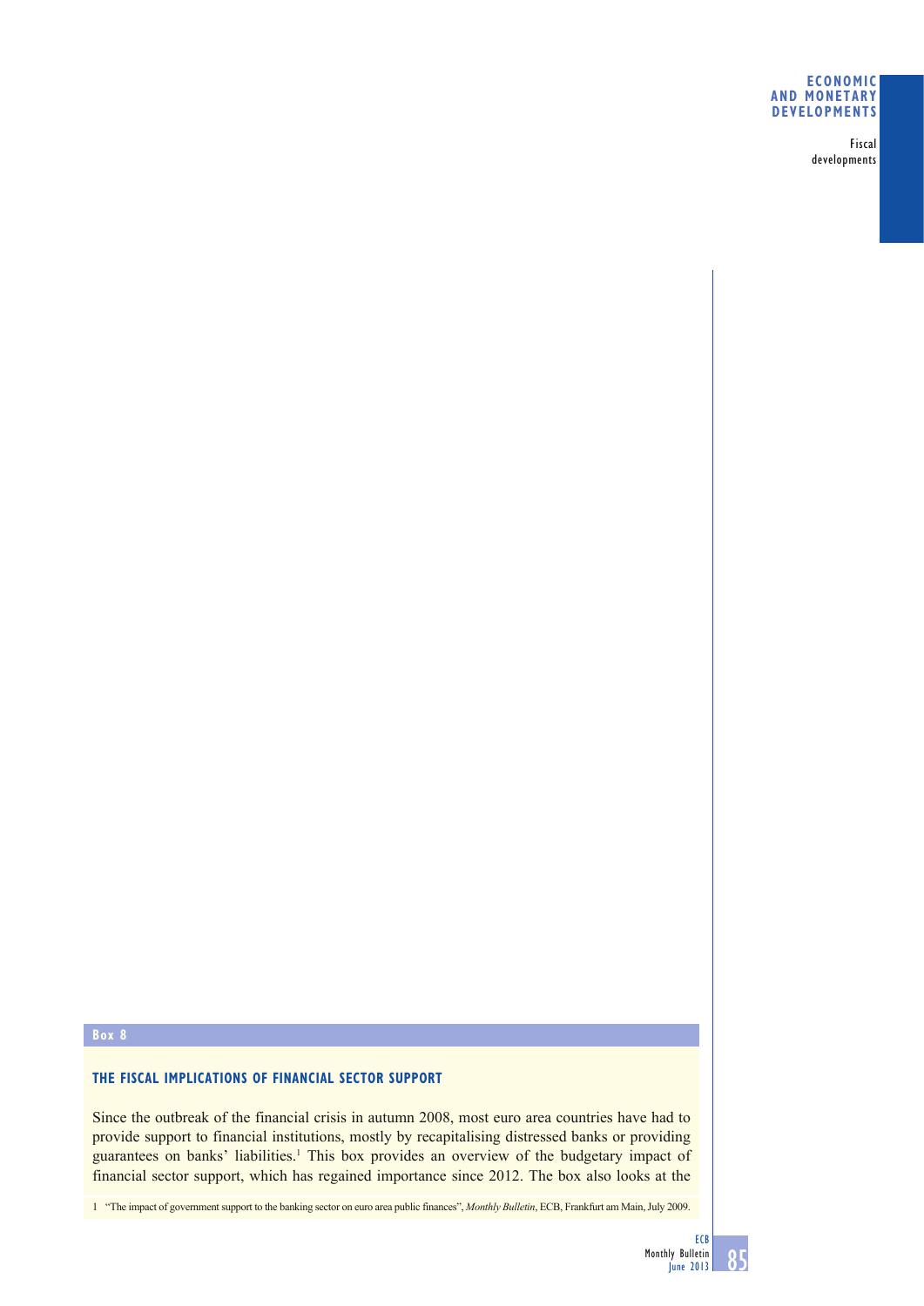Box 8

## THE FISCAL IMPLICATIONS OF FINANCIAL SECTOR SUPPORT

Since the outbreak of the financial crisis in autumn 2008, most euro area countries have had to provide support to financial institutions, mostly by recapitalising distressed banks or providing guarantees on banks' liabilities.[1] This box provides an overview of the budgetary impact of financial sector support, which has regained importance since 2012. The box also looks at the

1 "The impact of government support to the banking sector on euro area public finances", *Monthly Bulletin*, ECB, Frankfurt am Main, July 2009.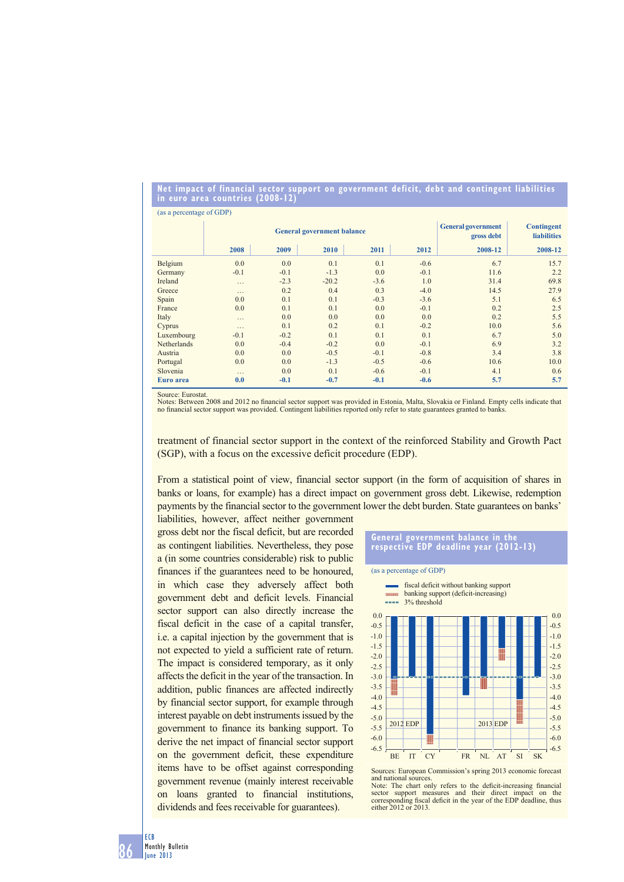**Net impact of financial sector support on government deficit, debt and contingent liabilities in euro area countries (2008-12)**

(as a percentage of GDP)

| | General government balance | | | | | General government gross debt | Contingent liabilities |
|---|---|---|---|---|---|---|---|
| | 2008 | 2009 | 2010 | 2011 | 2012 | 2008-12 | 2008-12 |
| Belgium | 0.0 | 0.0 | 0.1 | 0.1 | -0.6 | 6.7 | 15.7 |
| Germany | -0.1 | -0.1 | -1.3 | 0.0 | -0.1 | 11.6 | 2.2 |
| Ireland | … | -2.3 | -20.2 | -3.6 | 1.0 | 31.4 | 69.8 |
| Greece | … | 0.2 | 0.4 | 0.3 | -4.0 | 14.5 | 27.9 |
| Spain | 0.0 | 0.1 | 0.1 | -0.3 | -3.6 | 5.1 | 6.5 |
| France | 0.0 | 0.1 | 0.1 | 0.0 | -0.1 | 0.2 | 2.5 |
| Italy | … | 0.0 | 0.0 | 0.0 | 0.0 | 0.2 | 5.5 |
| Cyprus | … | 0.1 | 0.2 | 0.1 | -0.2 | 10.0 | 5.6 |
| Luxembourg | -0.1 | -0.2 | 0.1 | 0.1 | 0.1 | 6.7 | 5.0 |
| Netherlands | 0.0 | -0.4 | -0.2 | 0.0 | -0.1 | 6.9 | 3.2 |
| Austria | 0.0 | 0.0 | -0.5 | -0.1 | -0.8 | 3.4 | 3.8 |
| Portugal | 0.0 | 0.0 | -1.3 | -0.5 | -0.6 | 10.6 | 10.0 |
| Slovenia | … | 0.0 | 0.1 | -0.6 | -0.1 | 4.1 | 0.6 |
| **Euro area** | **0.0** | **-0.1** | **-0.7** | **-0.1** | **-0.6** | **5.7** | **5.7** |

Source: Eurostat.
Notes: Between 2008 and 2012 no financial sector support was provided in Estonia, Malta, Slovakia or Finland. Empty cells indicate that no financial sector support was provided. Contingent liabilities reported only refer to state guarantees granted to banks.

treatment of financial sector support in the context of the reinforced Stability and Growth Pact (SGP), with a focus on the excessive deficit procedure (EDP).

From a statistical point of view, financial sector support (in the form of acquisition of shares in banks or loans, for example) has a direct impact on government gross debt. Likewise, redemption payments by the financial sector to the government lower the debt burden. State guarantees on banks' liabilities, however, affect neither government gross debt nor the fiscal deficit, but are recorded as contingent liabilities. Nevertheless, they pose a (in some countries considerable) risk to public finances if the guarantees need to be honoured, in which case they adversely affect both government debt and deficit levels. Financial sector support can also directly increase the fiscal deficit in the case of a capital transfer, i.e. a capital injection by the government that is not expected to yield a sufficient rate of return. The impact is considered temporary, as it only affects the deficit in the year of the transaction. In addition, public finances are affected indirectly by financial sector support, for example through interest payable on debt instruments issued by the government to finance its banking support. To derive the net impact of financial sector support on the government deficit, these expenditure items have to be offset against corresponding government revenue (mainly interest receivable on loans granted to financial institutions, dividends and fees receivable for guarantees).

**General government balance in the respective EDP deadline year (2012-13)**

(as a percentage of GDP)

Sources: European Commission's spring 2013 economic forecast and national sources.
Note: The chart only refers to the deficit-increasing financial sector support measures and their direct impact on the corresponding fiscal deficit in the year of the EDP deadline, thus either 2012 or 2013.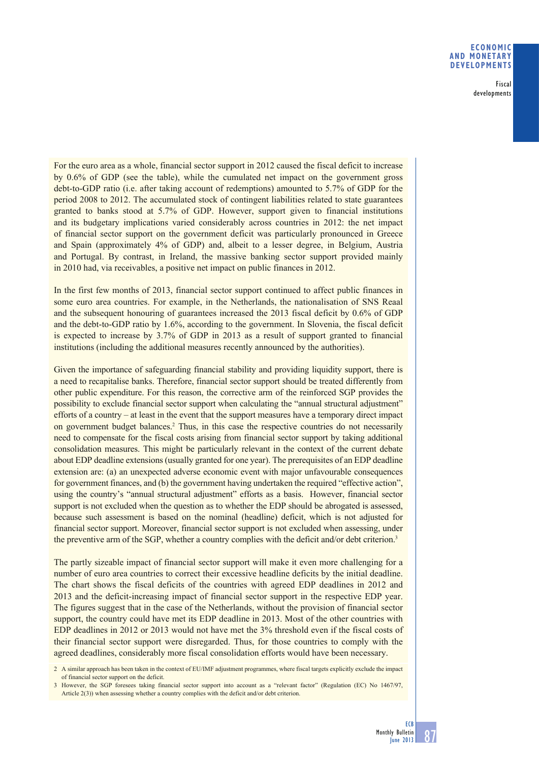For the euro area as a whole, financial sector support in 2012 caused the fiscal deficit to increase by 0.6% of GDP (see the table), while the cumulated net impact on the government gross debt-to-GDP ratio (i.e. after taking account of redemptions) amounted to 5.7% of GDP for the period 2008 to 2012. The accumulated stock of contingent liabilities related to state guarantees granted to banks stood at 5.7% of GDP. However, support given to financial institutions and its budgetary implications varied considerably across countries in 2012: the net impact of financial sector support on the government deficit was particularly pronounced in Greece and Spain (approximately 4% of GDP) and, albeit to a lesser degree, in Belgium, Austria and Portugal. By contrast, in Ireland, the massive banking sector support provided mainly in 2010 had, via receivables, a positive net impact on public finances in 2012.

In the first few months of 2013, financial sector support continued to affect public finances in some euro area countries. For example, in the Netherlands, the nationalisation of SNS Reaal and the subsequent honouring of guarantees increased the 2013 fiscal deficit by 0.6% of GDP and the debt-to-GDP ratio by 1.6%, according to the government. In Slovenia, the fiscal deficit is expected to increase by 3.7% of GDP in 2013 as a result of support granted to financial institutions (including the additional measures recently announced by the authorities).

Given the importance of safeguarding financial stability and providing liquidity support, there is a need to recapitalise banks. Therefore, financial sector support should be treated differently from other public expenditure. For this reason, the corrective arm of the reinforced SGP provides the possibility to exclude financial sector support when calculating the "annual structural adjustment" efforts of a country – at least in the event that the support measures have a temporary direct impact on government budget balances.[2] Thus, in this case the respective countries do not necessarily need to compensate for the fiscal costs arising from financial sector support by taking additional consolidation measures. This might be particularly relevant in the context of the current debate about EDP deadline extensions (usually granted for one year). The prerequisites of an EDP deadline extension are: (a) an unexpected adverse economic event with major unfavourable consequences for government finances, and (b) the government having undertaken the required "effective action", using the country's "annual structural adjustment" efforts as a basis. However, financial sector support is not excluded when the question as to whether the EDP should be abrogated is assessed, because such assessment is based on the nominal (headline) deficit, which is not adjusted for financial sector support. Moreover, financial sector support is not excluded when assessing, under the preventive arm of the SGP, whether a country complies with the deficit and/or debt criterion.[3]

The partly sizeable impact of financial sector support will make it even more challenging for a number of euro area countries to correct their excessive headline deficits by the initial deadline. The chart shows the fiscal deficits of the countries with agreed EDP deadlines in 2012 and 2013 and the deficit-increasing impact of financial sector support in the respective EDP year. The figures suggest that in the case of the Netherlands, without the provision of financial sector support, the country could have met its EDP deadline in 2013. Most of the other countries with EDP deadlines in 2012 or 2013 would not have met the 3% threshold even if the fiscal costs of their financial sector support were disregarded. Thus, for those countries to comply with the agreed deadlines, considerably more fiscal consolidation efforts would have been necessary.

2 A similar approach has been taken in the context of EU/IMF adjustment programmes, where fiscal targets explicitly exclude the impact of financial sector support on the deficit.

3 However, the SGP foresees taking financial sector support into account as a "relevant factor" (Regulation (EC) No 1467/97, Article 2(3)) when assessing whether a country complies with the deficit and/or debt criterion.